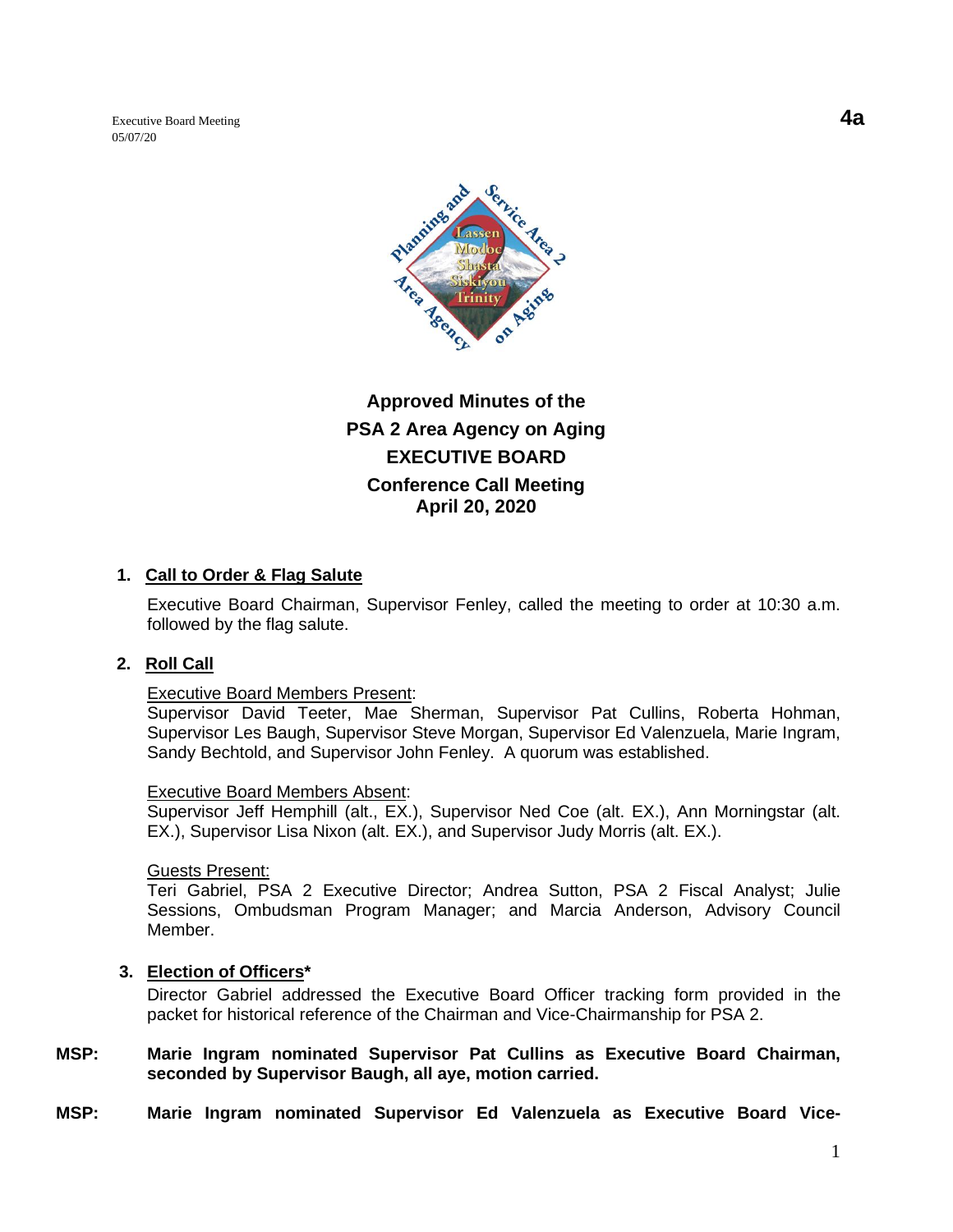Executive Board Meeting
05/07/20

**4a**

# Approved Minutes of the
# PSA 2 Area Agency on Aging
# EXECUTIVE BOARD
# Conference Call Meeting
# April 20, 2020

1. **Call to Order & Flag Salute**

   Executive Board Chairman, Supervisor Fenley, called the meeting to order at 10:30 a.m. followed by the flag salute.

2. **Roll Call**

   Executive Board Members Present:
   Supervisor David Teeter, Mae Sherman, Supervisor Pat Cullins, Roberta Hohman, Supervisor Les Baugh, Supervisor Steve Morgan, Supervisor Ed Valenzuela, Marie Ingram, Sandy Bechtold, and Supervisor John Fenley. A quorum was established.

   Executive Board Members Absent:
   Supervisor Jeff Hemphill (alt., EX.), Supervisor Ned Coe (alt. EX.), Ann Morningstar (alt. EX.), Supervisor Lisa Nixon (alt. EX.), and Supervisor Judy Morris (alt. EX.).

   Guests Present:
   Teri Gabriel, PSA 2 Executive Director; Andrea Sutton, PSA 2 Fiscal Analyst; Julie Sessions, Ombudsman Program Manager; and Marcia Anderson, Advisory Council Member.

3. **Election of Officers***

   Director Gabriel addressed the Executive Board Officer tracking form provided in the packet for historical reference of the Chairman and Vice-Chairmanship for PSA 2.

**MSP: Marie Ingram nominated Supervisor Pat Cullins as Executive Board Chairman, seconded by Supervisor Baugh, all aye, motion carried.**

**MSP: Marie Ingram nominated Supervisor Ed Valenzuela as Executive Board Vice-**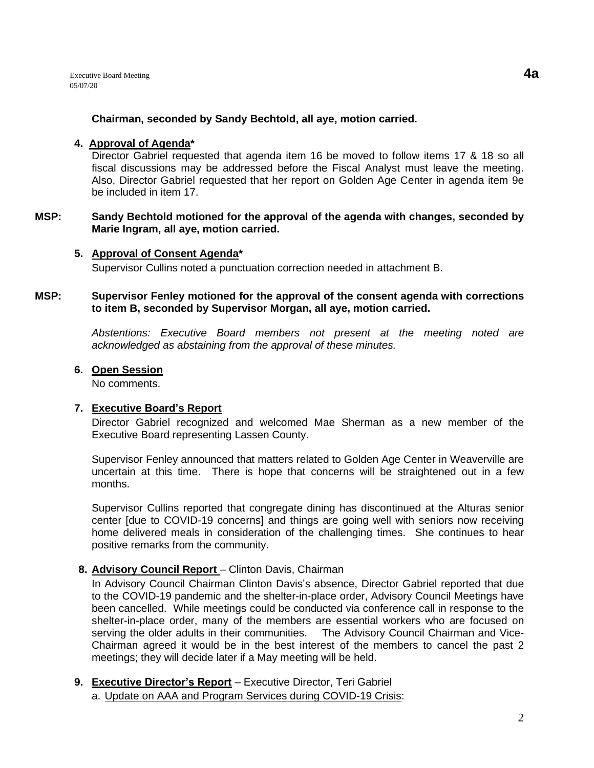**Chairman, seconded by Sandy Bechtold, all aye, motion carried.**

4. **Approval of Agenda***

   Director Gabriel requested that agenda item 16 be moved to follow items 17 & 18 so all fiscal discussions may be addressed before the Fiscal Analyst must leave the meeting. Also, Director Gabriel requested that her report on Golden Age Center in agenda item 9e be included in item 17.

**MSP: Sandy Bechtold motioned for the approval of the agenda with changes, seconded by Marie Ingram, all aye, motion carried.**

5. **Approval of Consent Agenda***

   Supervisor Cullins noted a punctuation correction needed in attachment B.

**MSP: Supervisor Fenley motioned for the approval of the consent agenda with corrections to item B, seconded by Supervisor Morgan, all aye, motion carried.**

*Abstentions: Executive Board members not present at the meeting noted are acknowledged as abstaining from the approval of these minutes.*

6. **Open Session**

   No comments.

7. **Executive Board's Report**

   Director Gabriel recognized and welcomed Mae Sherman as a new member of the Executive Board representing Lassen County.

   Supervisor Fenley announced that matters related to Golden Age Center in Weaverville are uncertain at this time. There is hope that concerns will be straightened out in a few months.

   Supervisor Cullins reported that congregate dining has discontinued at the Alturas senior center [due to COVID-19 concerns] and things are going well with seniors now receiving home delivered meals in consideration of the challenging times. She continues to hear positive remarks from the community.

8. **Advisory Council Report** – Clinton Davis, Chairman

   In Advisory Council Chairman Clinton Davis's absence, Director Gabriel reported that due to the COVID-19 pandemic and the shelter-in-place order, Advisory Council Meetings have been cancelled. While meetings could be conducted via conference call in response to the shelter-in-place order, many of the members are essential workers who are focused on serving the older adults in their communities. The Advisory Council Chairman and Vice-Chairman agreed it would be in the best interest of the members to cancel the past 2 meetings; they will decide later if a May meeting will be held.

9. **Executive Director's Report** – Executive Director, Teri Gabriel

   a. Update on AAA and Program Services during COVID-19 Crisis: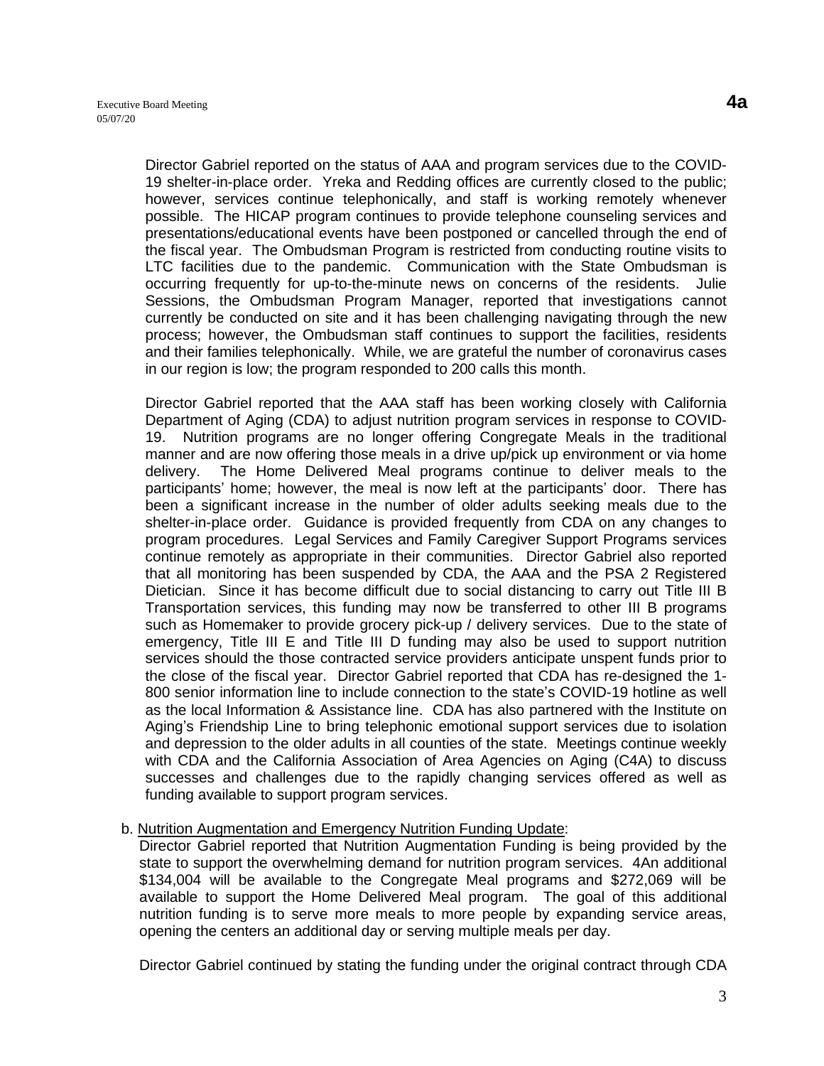Director Gabriel reported on the status of AAA and program services due to the COVID-19 shelter-in-place order. Yreka and Redding offices are currently closed to the public; however, services continue telephonically, and staff is working remotely whenever possible. The HICAP program continues to provide telephone counseling services and presentations/educational events have been postponed or cancelled through the end of the fiscal year. The Ombudsman Program is restricted from conducting routine visits to LTC facilities due to the pandemic. Communication with the State Ombudsman is occurring frequently for up-to-the-minute news on concerns of the residents. Julie Sessions, the Ombudsman Program Manager, reported that investigations cannot currently be conducted on site and it has been challenging navigating through the new process; however, the Ombudsman staff continues to support the facilities, residents and their families telephonically. While, we are grateful the number of coronavirus cases in our region is low; the program responded to 200 calls this month.

Director Gabriel reported that the AAA staff has been working closely with California Department of Aging (CDA) to adjust nutrition program services in response to COVID-19. Nutrition programs are no longer offering Congregate Meals in the traditional manner and are now offering those meals in a drive up/pick up environment or via home delivery. The Home Delivered Meal programs continue to deliver meals to the participants' home; however, the meal is now left at the participants' door. There has been a significant increase in the number of older adults seeking meals due to the shelter-in-place order. Guidance is provided frequently from CDA on any changes to program procedures. Legal Services and Family Caregiver Support Programs services continue remotely as appropriate in their communities. Director Gabriel also reported that all monitoring has been suspended by CDA, the AAA and the PSA 2 Registered Dietician. Since it has become difficult due to social distancing to carry out Title III B Transportation services, this funding may now be transferred to other III B programs such as Homemaker to provide grocery pick-up / delivery services. Due to the state of emergency, Title III E and Title III D funding may also be used to support nutrition services should the those contracted service providers anticipate unspent funds prior to the close of the fiscal year. Director Gabriel reported that CDA has re-designed the 1-800 senior information line to include connection to the state's COVID-19 hotline as well as the local Information & Assistance line. CDA has also partnered with the Institute on Aging's Friendship Line to bring telephonic emotional support services due to isolation and depression to the older adults in all counties of the state. Meetings continue weekly with CDA and the California Association of Area Agencies on Aging (C4A) to discuss successes and challenges due to the rapidly changing services offered as well as funding available to support program services.

b. Nutrition Augmentation and Emergency Nutrition Funding Update:
Director Gabriel reported that Nutrition Augmentation Funding is being provided by the state to support the overwhelming demand for nutrition program services. 4An additional $134,004 will be available to the Congregate Meal programs and $272,069 will be available to support the Home Delivered Meal program. The goal of this additional nutrition funding is to serve more meals to more people by expanding service areas, opening the centers an additional day or serving multiple meals per day.

Director Gabriel continued by stating the funding under the original contract through CDA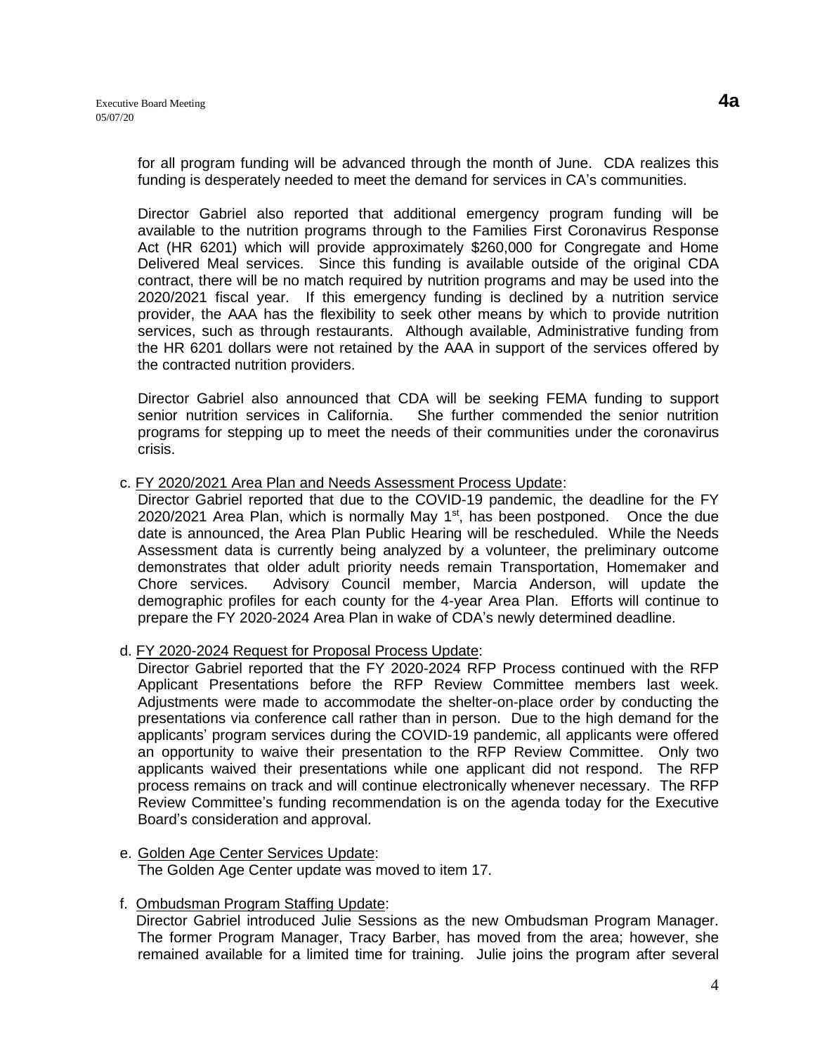for all program funding will be advanced through the month of June. CDA realizes this funding is desperately needed to meet the demand for services in CA's communities.

Director Gabriel also reported that additional emergency program funding will be available to the nutrition programs through to the Families First Coronavirus Response Act (HR 6201) which will provide approximately $260,000 for Congregate and Home Delivered Meal services. Since this funding is available outside of the original CDA contract, there will be no match required by nutrition programs and may be used into the 2020/2021 fiscal year. If this emergency funding is declined by a nutrition service provider, the AAA has the flexibility to seek other means by which to provide nutrition services, such as through restaurants. Although available, Administrative funding from the HR 6201 dollars were not retained by the AAA in support of the services offered by the contracted nutrition providers.

Director Gabriel also announced that CDA will be seeking FEMA funding to support senior nutrition services in California. She further commended the senior nutrition programs for stepping up to meet the needs of their communities under the coronavirus crisis.

c. <u>FY 2020/2021 Area Plan and Needs Assessment Process Update</u>:
Director Gabriel reported that due to the COVID-19 pandemic, the deadline for the FY 2020/2021 Area Plan, which is normally May 1st, has been postponed. Once the due date is announced, the Area Plan Public Hearing will be rescheduled. While the Needs Assessment data is currently being analyzed by a volunteer, the preliminary outcome demonstrates that older adult priority needs remain Transportation, Homemaker and Chore services. Advisory Council member, Marcia Anderson, will update the demographic profiles for each county for the 4-year Area Plan. Efforts will continue to prepare the FY 2020-2024 Area Plan in wake of CDA's newly determined deadline.

d. <u>FY 2020-2024 Request for Proposal Process Update</u>:
Director Gabriel reported that the FY 2020-2024 RFP Process continued with the RFP Applicant Presentations before the RFP Review Committee members last week. Adjustments were made to accommodate the shelter-on-place order by conducting the presentations via conference call rather than in person. Due to the high demand for the applicants' program services during the COVID-19 pandemic, all applicants were offered an opportunity to waive their presentation to the RFP Review Committee. Only two applicants waived their presentations while one applicant did not respond. The RFP process remains on track and will continue electronically whenever necessary. The RFP Review Committee's funding recommendation is on the agenda today for the Executive Board's consideration and approval.

e. <u>Golden Age Center Services Update</u>:
The Golden Age Center update was moved to item 17.

f. <u>Ombudsman Program Staffing Update</u>:
Director Gabriel introduced Julie Sessions as the new Ombudsman Program Manager. The former Program Manager, Tracy Barber, has moved from the area; however, she remained available for a limited time for training. Julie joins the program after several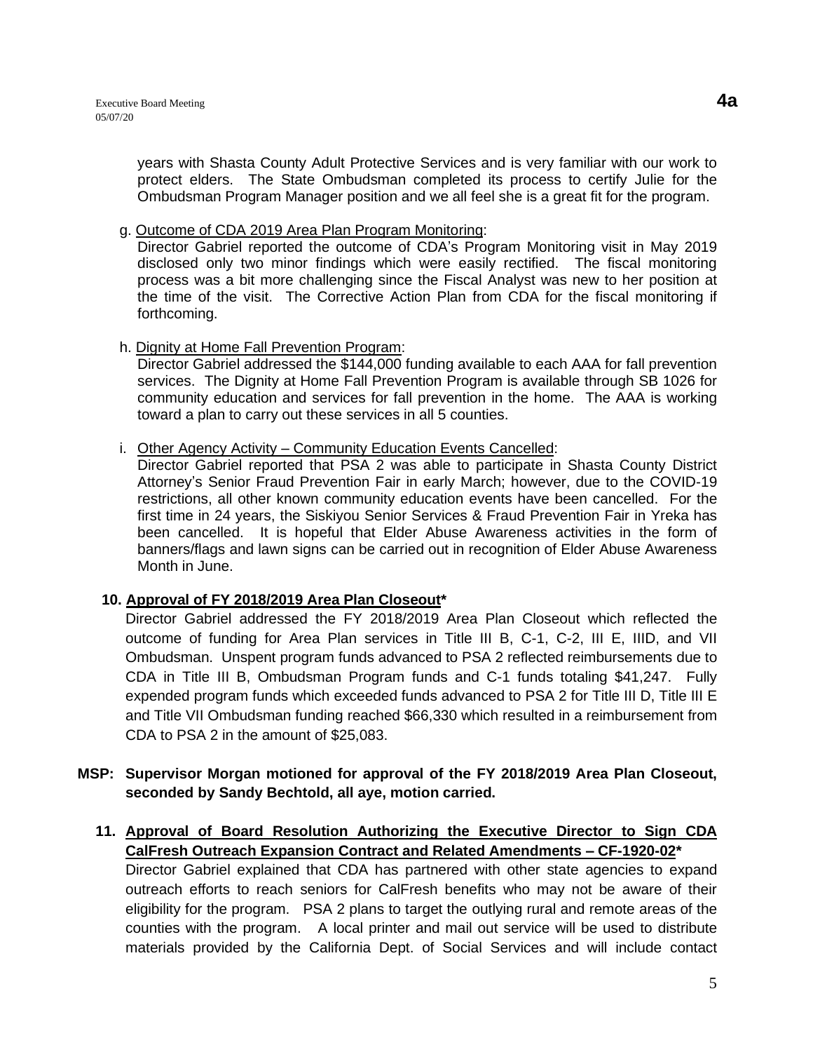years with Shasta County Adult Protective Services and is very familiar with our work to protect elders. The State Ombudsman completed its process to certify Julie for the Ombudsman Program Manager position and we all feel she is a great fit for the program.

g. Outcome of CDA 2019 Area Plan Program Monitoring:
Director Gabriel reported the outcome of CDA's Program Monitoring visit in May 2019 disclosed only two minor findings which were easily rectified. The fiscal monitoring process was a bit more challenging since the Fiscal Analyst was new to her position at the time of the visit. The Corrective Action Plan from CDA for the fiscal monitoring if forthcoming.

h. Dignity at Home Fall Prevention Program:
Director Gabriel addressed the $144,000 funding available to each AAA for fall prevention services. The Dignity at Home Fall Prevention Program is available through SB 1026 for community education and services for fall prevention in the home. The AAA is working toward a plan to carry out these services in all 5 counties.

i. Other Agency Activity – Community Education Events Cancelled:
Director Gabriel reported that PSA 2 was able to participate in Shasta County District Attorney's Senior Fraud Prevention Fair in early March; however, due to the COVID-19 restrictions, all other known community education events have been cancelled. For the first time in 24 years, the Siskiyou Senior Services & Fraud Prevention Fair in Yreka has been cancelled. It is hopeful that Elder Abuse Awareness activities in the form of banners/flags and lawn signs can be carried out in recognition of Elder Abuse Awareness Month in June.

**10. Approval of FY 2018/2019 Area Plan Closeout***

Director Gabriel addressed the FY 2018/2019 Area Plan Closeout which reflected the outcome of funding for Area Plan services in Title III B, C-1, C-2, III E, IIID, and VII Ombudsman. Unspent program funds advanced to PSA 2 reflected reimbursements due to CDA in Title III B, Ombudsman Program funds and C-1 funds totaling $41,247. Fully expended program funds which exceeded funds advanced to PSA 2 for Title III D, Title III E and Title VII Ombudsman funding reached $66,330 which resulted in a reimbursement from CDA to PSA 2 in the amount of $25,083.

**MSP: Supervisor Morgan motioned for approval of the FY 2018/2019 Area Plan Closeout, seconded by Sandy Bechtold, all aye, motion carried.**

**11. Approval of Board Resolution Authorizing the Executive Director to Sign CDA CalFresh Outreach Expansion Contract and Related Amendments – CF-1920-02***

Director Gabriel explained that CDA has partnered with other state agencies to expand outreach efforts to reach seniors for CalFresh benefits who may not be aware of their eligibility for the program. PSA 2 plans to target the outlying rural and remote areas of the counties with the program. A local printer and mail out service will be used to distribute materials provided by the California Dept. of Social Services and will include contact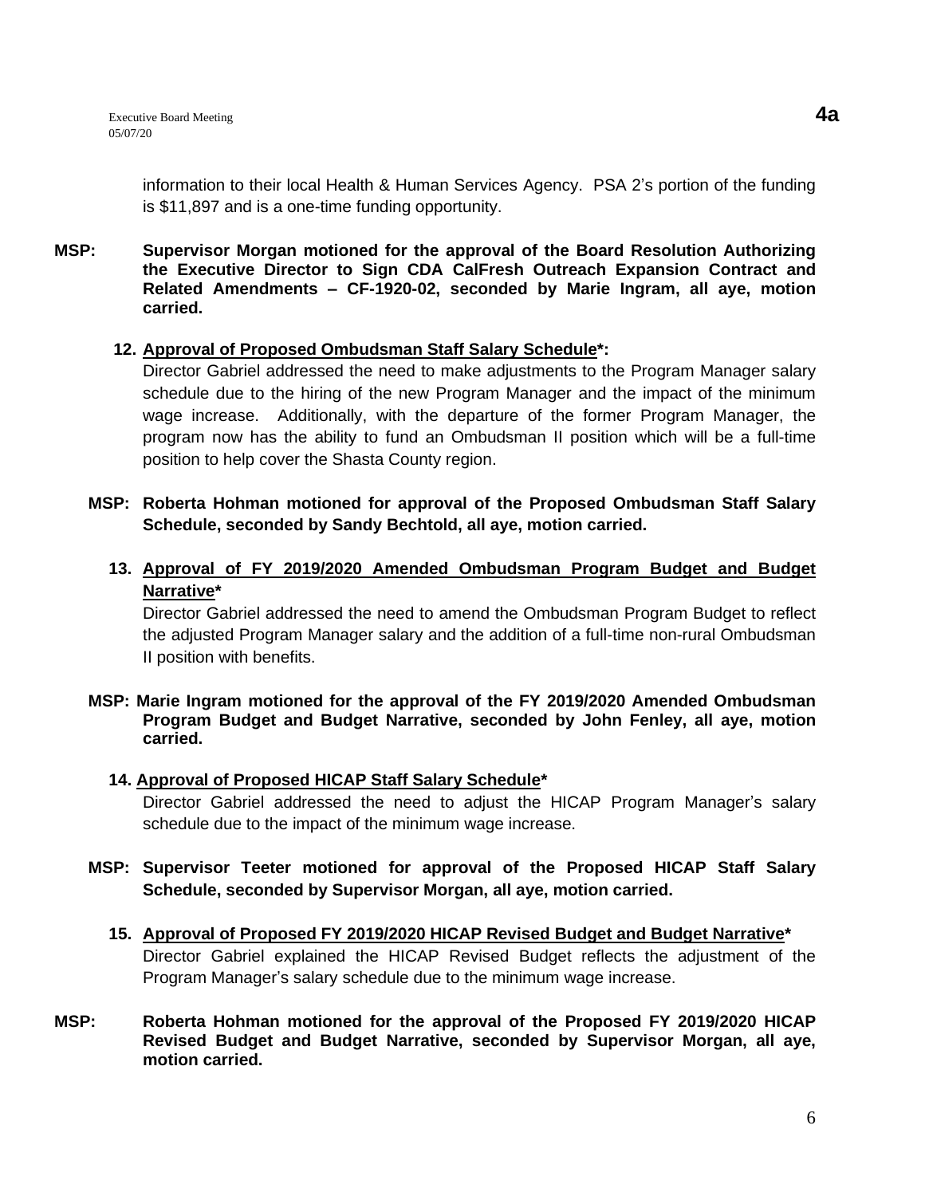information to their local Health & Human Services Agency. PSA 2's portion of the funding is $11,897 and is a one-time funding opportunity.

**MSP: Supervisor Morgan motioned for the approval of the Board Resolution Authorizing the Executive Director to Sign CDA CalFresh Outreach Expansion Contract and Related Amendments – CF-1920-02, seconded by Marie Ingram, all aye, motion carried.**

12. **Approval of Proposed Ombudsman Staff Salary Schedule*:**

    Director Gabriel addressed the need to make adjustments to the Program Manager salary schedule due to the hiring of the new Program Manager and the impact of the minimum wage increase. Additionally, with the departure of the former Program Manager, the program now has the ability to fund an Ombudsman II position which will be a full-time position to help cover the Shasta County region.

**MSP: Roberta Hohman motioned for approval of the Proposed Ombudsman Staff Salary Schedule, seconded by Sandy Bechtold, all aye, motion carried.**

13. **Approval of FY 2019/2020 Amended Ombudsman Program Budget and Budget Narrative***

    Director Gabriel addressed the need to amend the Ombudsman Program Budget to reflect the adjusted Program Manager salary and the addition of a full-time non-rural Ombudsman II position with benefits.

**MSP: Marie Ingram motioned for the approval of the FY 2019/2020 Amended Ombudsman Program Budget and Budget Narrative, seconded by John Fenley, all aye, motion carried.**

14. **Approval of Proposed HICAP Staff Salary Schedule***

    Director Gabriel addressed the need to adjust the HICAP Program Manager's salary schedule due to the impact of the minimum wage increase.

**MSP: Supervisor Teeter motioned for approval of the Proposed HICAP Staff Salary Schedule, seconded by Supervisor Morgan, all aye, motion carried.**

15. **Approval of Proposed FY 2019/2020 HICAP Revised Budget and Budget Narrative***

    Director Gabriel explained the HICAP Revised Budget reflects the adjustment of the Program Manager's salary schedule due to the minimum wage increase.

**MSP: Roberta Hohman motioned for the approval of the Proposed FY 2019/2020 HICAP Revised Budget and Budget Narrative, seconded by Supervisor Morgan, all aye, motion carried.**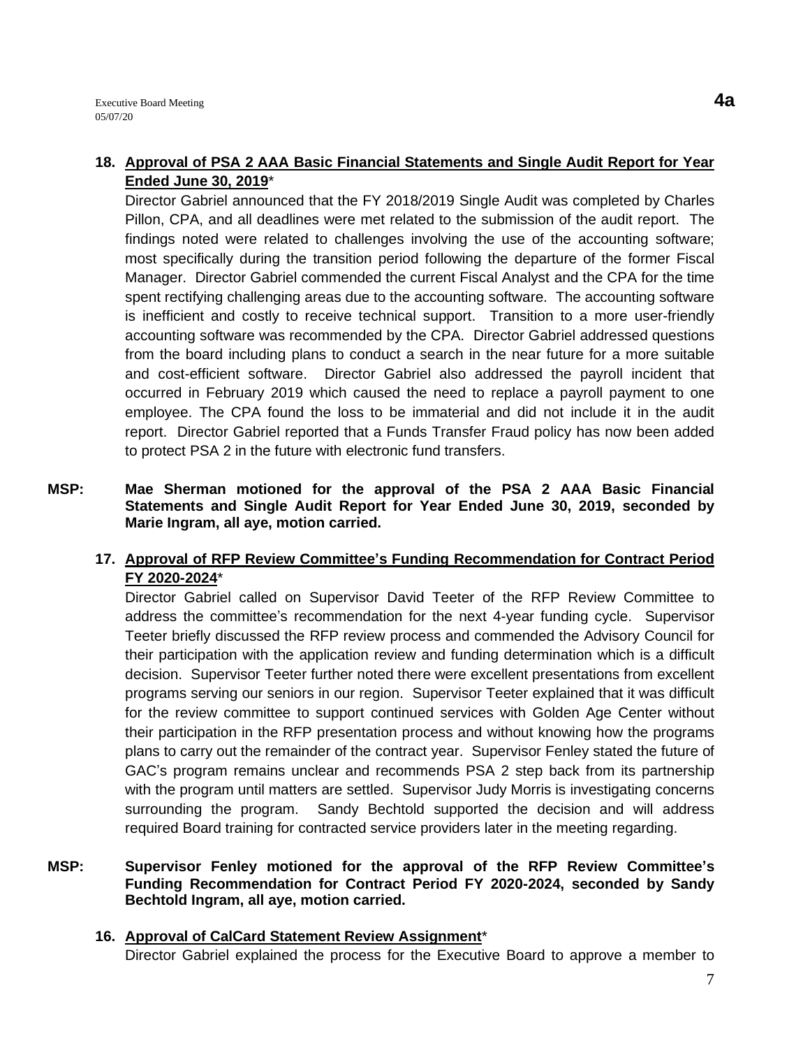**18. Approval of PSA 2 AAA Basic Financial Statements and Single Audit Report for Year Ended June 30, 2019***

Director Gabriel announced that the FY 2018/2019 Single Audit was completed by Charles Pillon, CPA, and all deadlines were met related to the submission of the audit report. The findings noted were related to challenges involving the use of the accounting software; most specifically during the transition period following the departure of the former Fiscal Manager. Director Gabriel commended the current Fiscal Analyst and the CPA for the time spent rectifying challenging areas due to the accounting software. The accounting software is inefficient and costly to receive technical support. Transition to a more user-friendly accounting software was recommended by the CPA. Director Gabriel addressed questions from the board including plans to conduct a search in the near future for a more suitable and cost-efficient software. Director Gabriel also addressed the payroll incident that occurred in February 2019 which caused the need to replace a payroll payment to one employee. The CPA found the loss to be immaterial and did not include it in the audit report. Director Gabriel reported that a Funds Transfer Fraud policy has now been added to protect PSA 2 in the future with electronic fund transfers.

**MSP: Mae Sherman motioned for the approval of the PSA 2 AAA Basic Financial Statements and Single Audit Report for Year Ended June 30, 2019, seconded by Marie Ingram, all aye, motion carried.**

**17. Approval of RFP Review Committee's Funding Recommendation for Contract Period FY 2020-2024***

Director Gabriel called on Supervisor David Teeter of the RFP Review Committee to address the committee's recommendation for the next 4-year funding cycle. Supervisor Teeter briefly discussed the RFP review process and commended the Advisory Council for their participation with the application review and funding determination which is a difficult decision. Supervisor Teeter further noted there were excellent presentations from excellent programs serving our seniors in our region. Supervisor Teeter explained that it was difficult for the review committee to support continued services with Golden Age Center without their participation in the RFP presentation process and without knowing how the programs plans to carry out the remainder of the contract year. Supervisor Fenley stated the future of GAC's program remains unclear and recommends PSA 2 step back from its partnership with the program until matters are settled. Supervisor Judy Morris is investigating concerns surrounding the program. Sandy Bechtold supported the decision and will address required Board training for contracted service providers later in the meeting regarding.

**MSP: Supervisor Fenley motioned for the approval of the RFP Review Committee's Funding Recommendation for Contract Period FY 2020-2024, seconded by Sandy Bechtold Ingram, all aye, motion carried.**

**16. Approval of CalCard Statement Review Assignment***

Director Gabriel explained the process for the Executive Board to approve a member to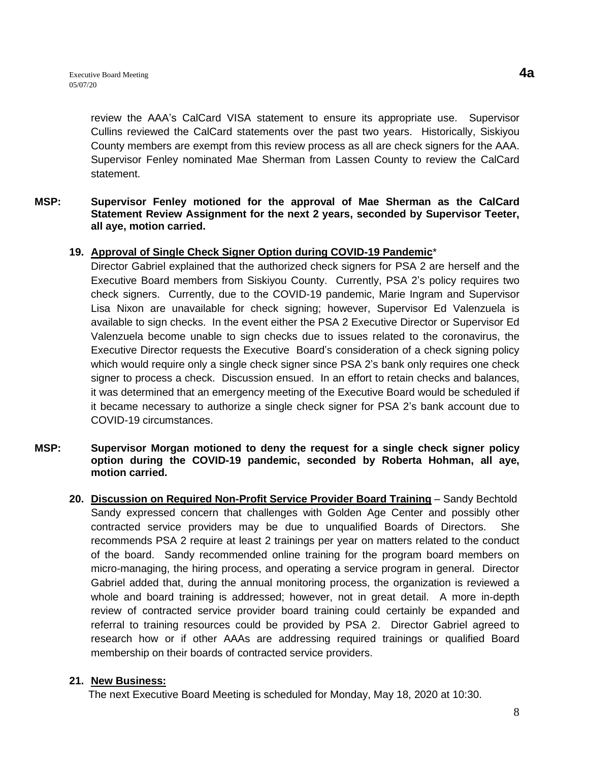review the AAA's CalCard VISA statement to ensure its appropriate use. Supervisor Cullins reviewed the CalCard statements over the past two years. Historically, Siskiyou County members are exempt from this review process as all are check signers for the AAA. Supervisor Fenley nominated Mae Sherman from Lassen County to review the CalCard statement.

**MSP: Supervisor Fenley motioned for the approval of Mae Sherman as the CalCard Statement Review Assignment for the next 2 years, seconded by Supervisor Teeter, all aye, motion carried.**

**19. <u>Approval of Single Check Signer Option during COVID-19 Pandemic</u>***

Director Gabriel explained that the authorized check signers for PSA 2 are herself and the Executive Board members from Siskiyou County. Currently, PSA 2's policy requires two check signers. Currently, due to the COVID-19 pandemic, Marie Ingram and Supervisor Lisa Nixon are unavailable for check signing; however, Supervisor Ed Valenzuela is available to sign checks. In the event either the PSA 2 Executive Director or Supervisor Ed Valenzuela become unable to sign checks due to issues related to the coronavirus, the Executive Director requests the Executive Board's consideration of a check signing policy which would require only a single check signer since PSA 2's bank only requires one check signer to process a check. Discussion ensued. In an effort to retain checks and balances, it was determined that an emergency meeting of the Executive Board would be scheduled if it became necessary to authorize a single check signer for PSA 2's bank account due to COVID-19 circumstances.

**MSP: Supervisor Morgan motioned to deny the request for a single check signer policy option during the COVID-19 pandemic, seconded by Roberta Hohman, all aye, motion carried.**

**20. <u>Discussion on Required Non-Profit Service Provider Board Training</u>** – Sandy Bechtold

Sandy expressed concern that challenges with Golden Age Center and possibly other contracted service providers may be due to unqualified Boards of Directors. She recommends PSA 2 require at least 2 trainings per year on matters related to the conduct of the board. Sandy recommended online training for the program board members on micro-managing, the hiring process, and operating a service program in general. Director Gabriel added that, during the annual monitoring process, the organization is reviewed a whole and board training is addressed; however, not in great detail. A more in-depth review of contracted service provider board training could certainly be expanded and referral to training resources could be provided by PSA 2. Director Gabriel agreed to research how or if other AAAs are addressing required trainings or qualified Board membership on their boards of contracted service providers.

**21. <u>New Business:</u>**

The next Executive Board Meeting is scheduled for Monday, May 18, 2020 at 10:30.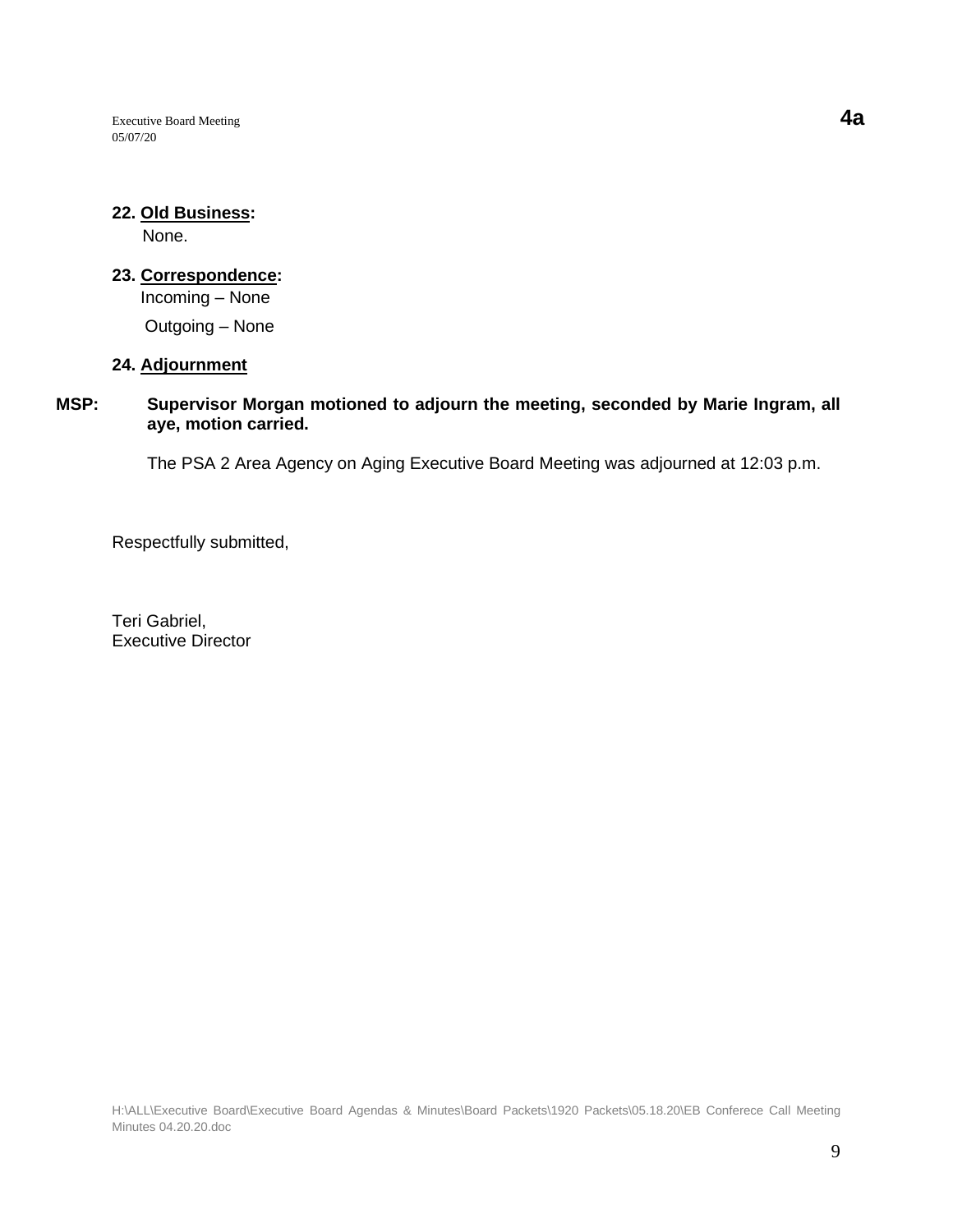**22. Old Business:**

None.

**23. Correspondence:**

Incoming – None

Outgoing – None

**24. Adjournment**

**MSP: Supervisor Morgan motioned to adjourn the meeting, seconded by Marie Ingram, all aye, motion carried.**

The PSA 2 Area Agency on Aging Executive Board Meeting was adjourned at 12:03 p.m.

Respectfully submitted,

Teri Gabriel,
Executive Director